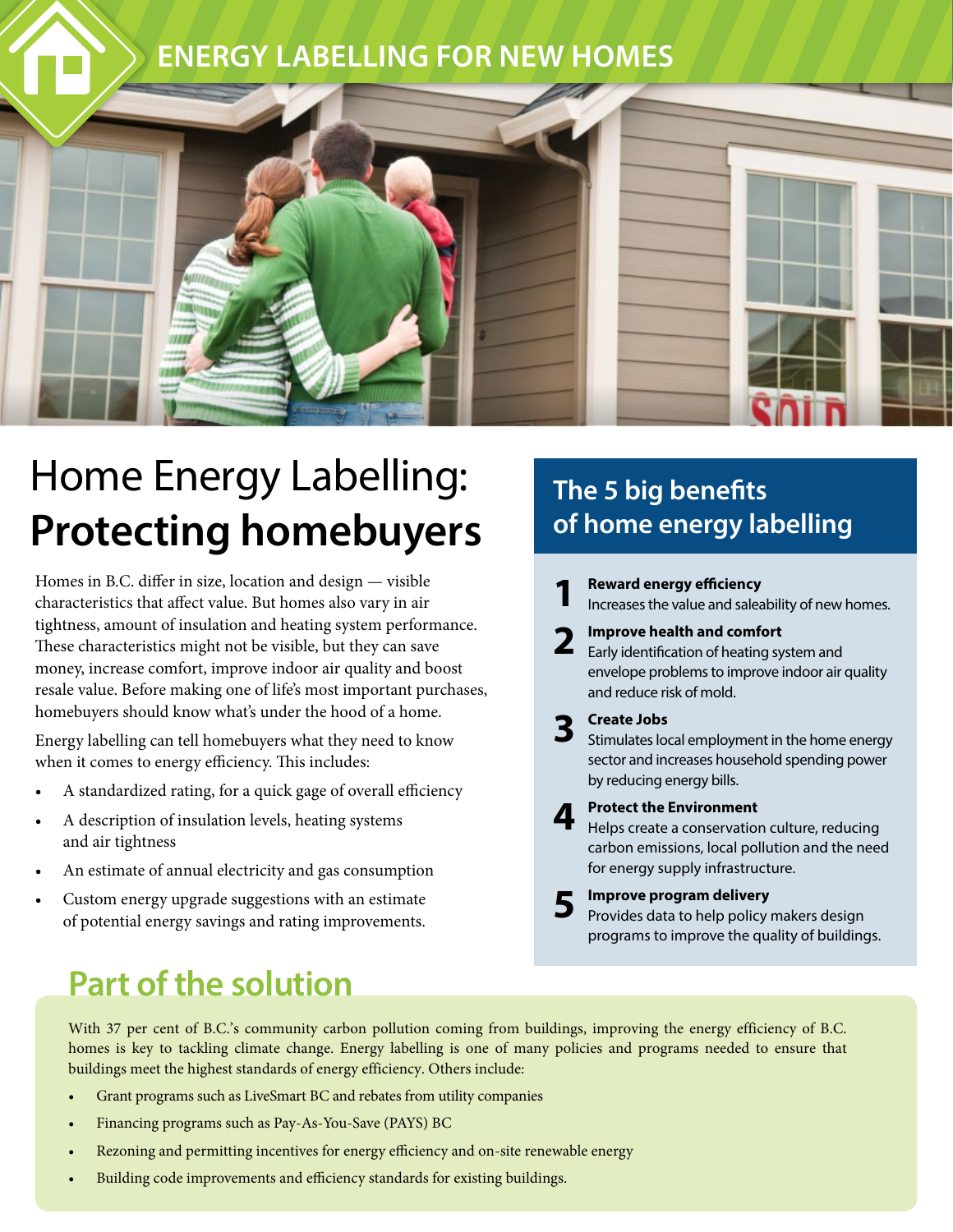ENERGY LABELLING FOR NEW HOMES

# Home Energy Labelling: **Protecting homebuyers**

Homes in B.C. differ in size, location and design — visible characteristics that affect value. But homes also vary in air tightness, amount of insulation and heating system performance. These characteristics might not be visible, but they can save money, increase comfort, improve indoor air quality and boost resale value. Before making one of life's most important purchases, homebuyers should know what's under the hood of a home.

Energy labelling can tell homebuyers what they need to know when it comes to energy efficiency. This includes:

- A standardized rating, for a quick gage of overall efficiency
- A description of insulation levels, heating systems and air tightness
- An estimate of annual electricity and gas consumption
- Custom energy upgrade suggestions with an estimate of potential energy savings and rating improvements.

## The 5 big benefits of home energy labelling

1. **Reward energy efficiency**
   Increases the value and saleability of new homes.
2. **Improve health and comfort**
   Early identification of heating system and envelope problems to improve indoor air quality and reduce risk of mold.
3. **Create Jobs**
   Stimulates local employment in the home energy sector and increases household spending power by reducing energy bills.
4. **Protect the Environment**
   Helps create a conservation culture, reducing carbon emissions, local pollution and the need for energy supply infrastructure.
5. **Improve program delivery**
   Provides data to help policy makers design programs to improve the quality of buildings.

## Part of the solution

With 37 per cent of B.C.'s community carbon pollution coming from buildings, improving the energy efficiency of B.C. homes is key to tackling climate change. Energy labelling is one of many policies and programs needed to ensure that buildings meet the highest standards of energy efficiency. Others include:

- Grant programs such as LiveSmart BC and rebates from utility companies
- Financing programs such as Pay-As-You-Save (PAYS) BC
- Rezoning and permitting incentives for energy efficiency and on-site renewable energy
- Building code improvements and efficiency standards for existing buildings.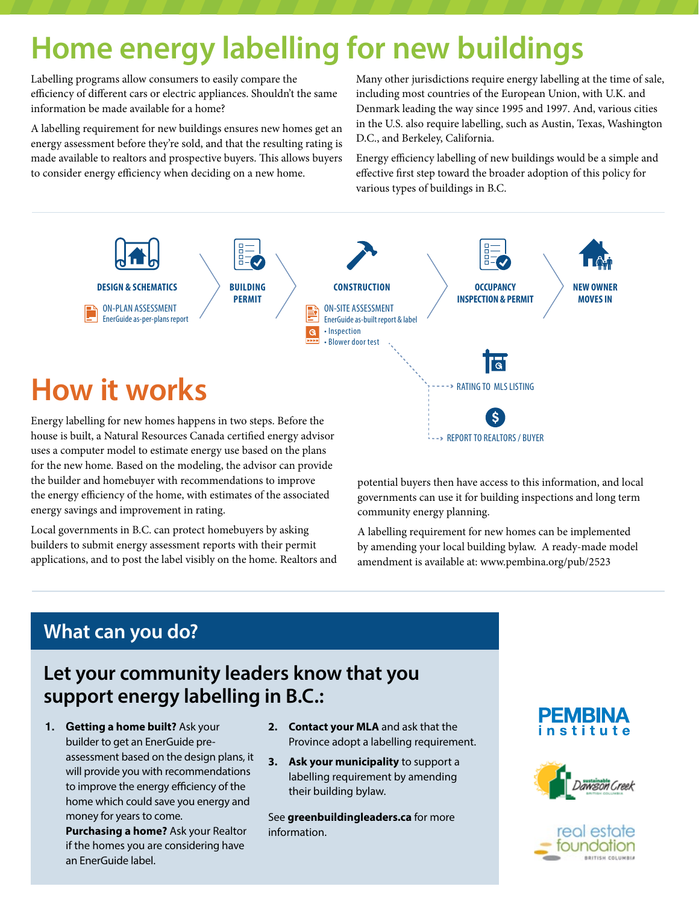# Home energy labelling for new buildings

Labelling programs allow consumers to easily compare the efficiency of different cars or electric appliances. Shouldn't the same information be made available for a home?

A labelling requirement for new buildings ensures new homes get an energy assessment before they're sold, and that the resulting rating is made available to realtors and prospective buyers. This allows buyers to consider energy efficiency when deciding on a new home.

Many other jurisdictions require energy labelling at the time of sale, including most countries of the European Union, with U.K. and Denmark leading the way since 1995 and 1997. And, various cities in the U.S. also require labelling, such as Austin, Texas, Washington D.C., and Berkeley, California.

Energy efficiency labelling of new buildings would be a simple and effective first step toward the broader adoption of this policy for various types of buildings in B.C.

DESIGN & SCHEMATICS
ON-PLAN ASSESSMENT
EnerGuide as-per-plans report

BUILDING PERMIT

CONSTRUCTION
ON-SITE ASSESSMENT
EnerGuide as-built report & label
• Inspection
• Blower door test

OCCUPANCY INSPECTION & PERMIT

NEW OWNER MOVES IN

RATING TO MLS LISTING

REPORT TO REALTORS / BUYER

## How it works

Energy labelling for new homes happens in two steps. Before the house is built, a Natural Resources Canada certified energy advisor uses a computer model to estimate energy use based on the plans for the new home. Based on the modeling, the advisor can provide the builder and homebuyer with recommendations to improve the energy efficiency of the home, with estimates of the associated energy savings and improvement in rating.

Local governments in B.C. can protect homebuyers by asking builders to submit energy assessment reports with their permit applications, and to post the label visibly on the home. Realtors and potential buyers then have access to this information, and local governments can use it for building inspections and long term community energy planning.

A labelling requirement for new homes can be implemented by amending your local building bylaw. A ready-made model amendment is available at: www.pembina.org/pub/2523

## What can you do?

### Let your community leaders know that you support energy labelling in B.C.:

1. **Getting a home built?** Ask your builder to get an EnerGuide pre-assessment based on the design plans, it will provide you with recommendations to improve the energy efficiency of the home which could save you energy and money for years to come.
   **Purchasing a home?** Ask your Realtor if the homes you are considering have an EnerGuide label.
2. **Contact your MLA** and ask that the Province adopt a labelling requirement.
3. **Ask your municipality** to support a labelling requirement by amending their building bylaw.

See **greenbuildingleaders.ca** for more information.

PEMBINA institute

sustainable Dawson Creek BRITISH COLUMBIA

real estate foundation BRITISH COLUMBIA